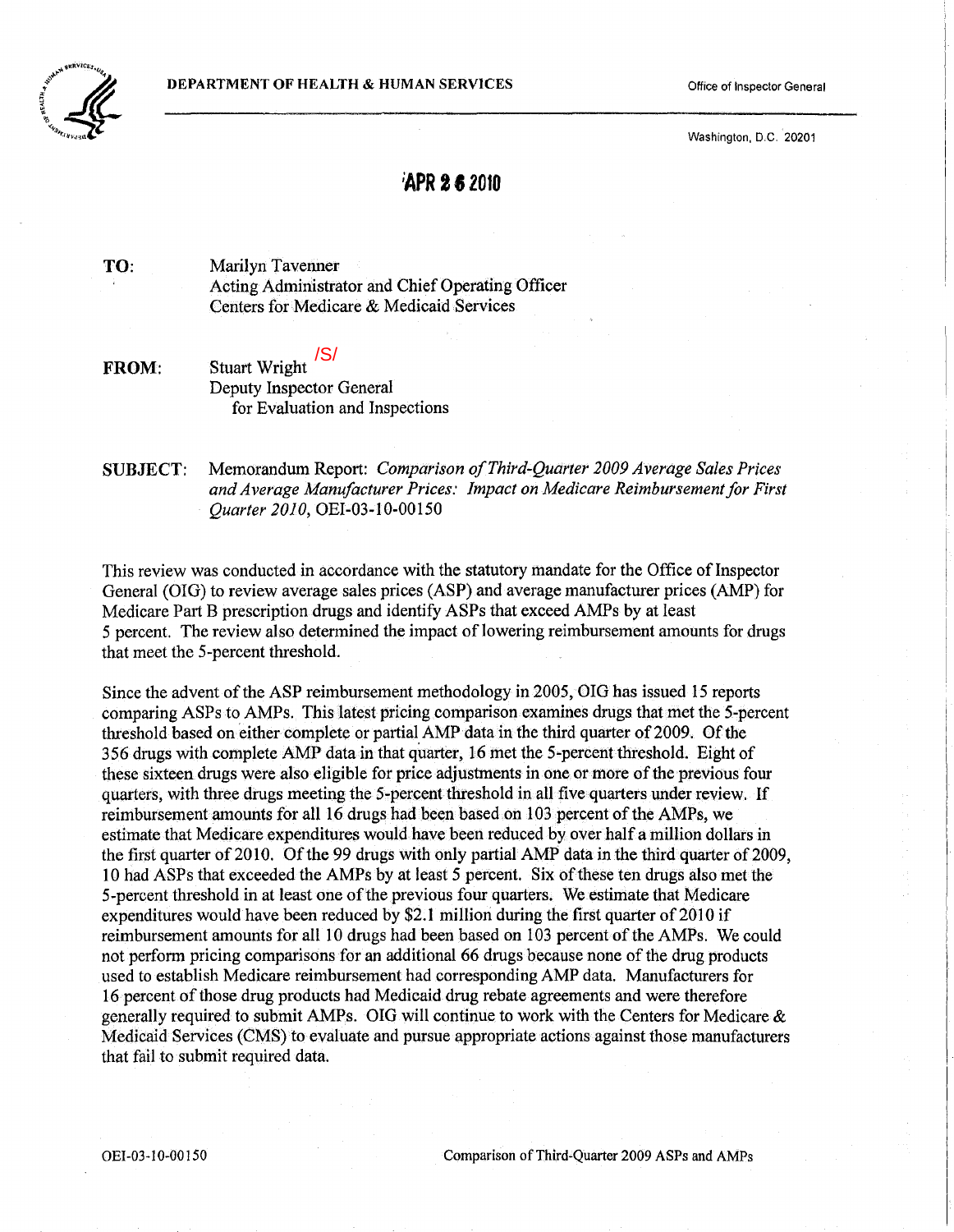**DEPARTMENT OF HEALTH & HUMAN SERVICES**

Office of Inspector General

Washington, D.C. 20201

**APR 2 6 2010**

**TO:** Marilyn Tavenner
Acting Administrator and Chief Operating Officer
Centers for Medicare & Medicaid Services

**FROM:** Stuart Wright /S/
Deputy Inspector General
for Evaluation and Inspections

**SUBJECT:** Memorandum Report: *Comparison of Third-Quarter 2009 Average Sales Prices and Average Manufacturer Prices: Impact on Medicare Reimbursement for First Quarter 2010*, OEI-03-10-00150

This review was conducted in accordance with the statutory mandate for the Office of Inspector General (OIG) to review average sales prices (ASP) and average manufacturer prices (AMP) for Medicare Part B prescription drugs and identify ASPs that exceed AMPs by at least 5 percent. The review also determined the impact of lowering reimbursement amounts for drugs that meet the 5-percent threshold.

Since the advent of the ASP reimbursement methodology in 2005, OIG has issued 15 reports comparing ASPs to AMPs. This latest pricing comparison examines drugs that met the 5-percent threshold based on either complete or partial AMP data in the third quarter of 2009. Of the 356 drugs with complete AMP data in that quarter, 16 met the 5-percent threshold. Eight of these sixteen drugs were also eligible for price adjustments in one or more of the previous four quarters, with three drugs meeting the 5-percent threshold in all five quarters under review. If reimbursement amounts for all 16 drugs had been based on 103 percent of the AMPs, we estimate that Medicare expenditures would have been reduced by over half a million dollars in the first quarter of 2010. Of the 99 drugs with only partial AMP data in the third quarter of 2009, 10 had ASPs that exceeded the AMPs by at least 5 percent. Six of these ten drugs also met the 5-percent threshold in at least one of the previous four quarters. We estimate that Medicare expenditures would have been reduced by $2.1 million during the first quarter of 2010 if reimbursement amounts for all 10 drugs had been based on 103 percent of the AMPs. We could not perform pricing comparisons for an additional 66 drugs because none of the drug products used to establish Medicare reimbursement had corresponding AMP data. Manufacturers for 16 percent of those drug products had Medicaid drug rebate agreements and were therefore generally required to submit AMPs. OIG will continue to work with the Centers for Medicare & Medicaid Services (CMS) to evaluate and pursue appropriate actions against those manufacturers that fail to submit required data.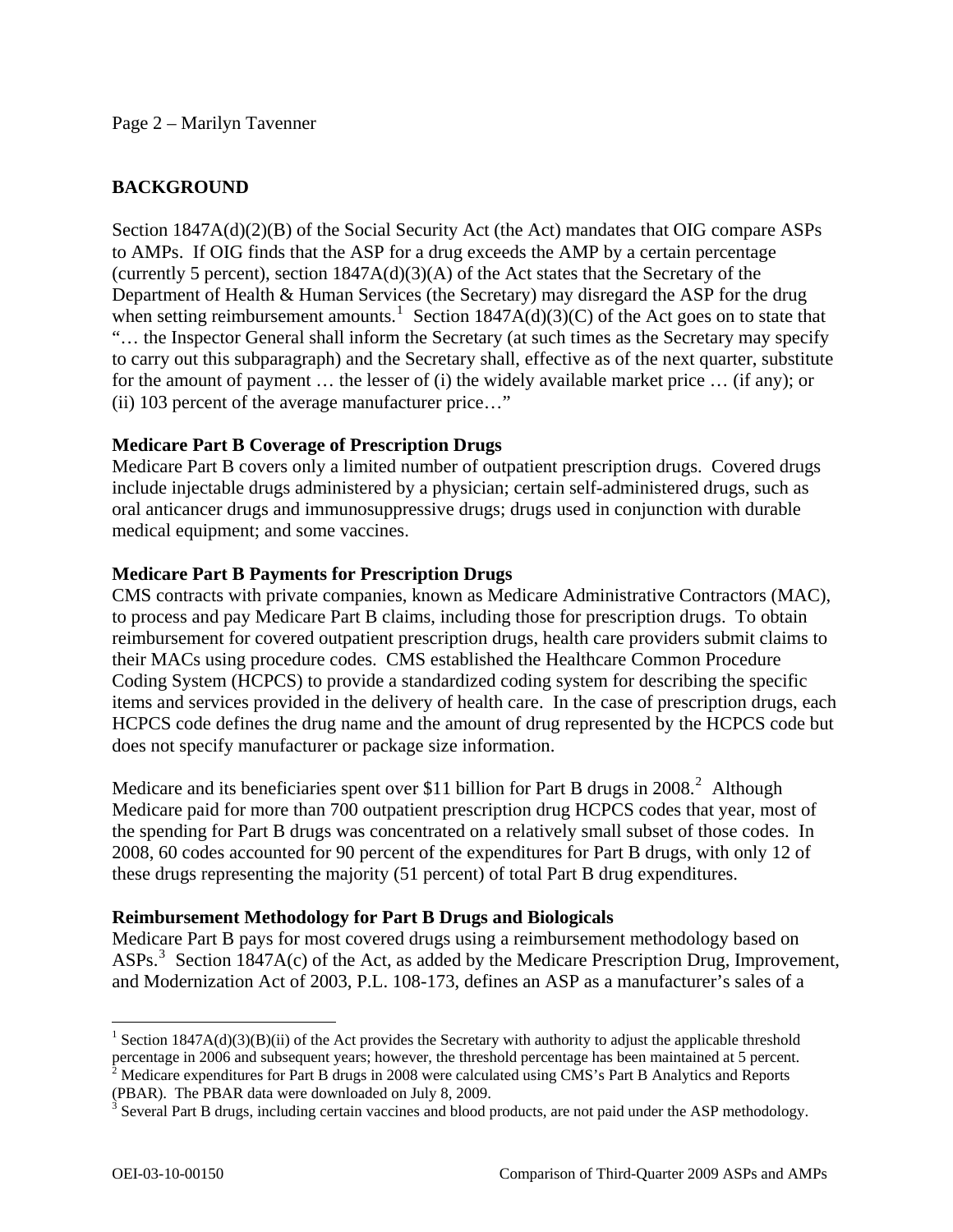## BACKGROUND

Section 1847A(d)(2)(B) of the Social Security Act (the Act) mandates that OIG compare ASPs to AMPs. If OIG finds that the ASP for a drug exceeds the AMP by a certain percentage (currently 5 percent), section 1847A(d)(3)(A) of the Act states that the Secretary of the Department of Health & Human Services (the Secretary) may disregard the ASP for the drug when setting reimbursement amounts.[1] Section 1847A(d)(3)(C) of the Act goes on to state that "… the Inspector General shall inform the Secretary (at such times as the Secretary may specify to carry out this subparagraph) and the Secretary shall, effective as of the next quarter, substitute for the amount of payment … the lesser of (i) the widely available market price … (if any); or (ii) 103 percent of the average manufacturer price…"

### Medicare Part B Coverage of Prescription Drugs

Medicare Part B covers only a limited number of outpatient prescription drugs. Covered drugs include injectable drugs administered by a physician; certain self-administered drugs, such as oral anticancer drugs and immunosuppressive drugs; drugs used in conjunction with durable medical equipment; and some vaccines.

### Medicare Part B Payments for Prescription Drugs

CMS contracts with private companies, known as Medicare Administrative Contractors (MAC), to process and pay Medicare Part B claims, including those for prescription drugs. To obtain reimbursement for covered outpatient prescription drugs, health care providers submit claims to their MACs using procedure codes. CMS established the Healthcare Common Procedure Coding System (HCPCS) to provide a standardized coding system for describing the specific items and services provided in the delivery of health care. In the case of prescription drugs, each HCPCS code defines the drug name and the amount of drug represented by the HCPCS code but does not specify manufacturer or package size information.

Medicare and its beneficiaries spent over $11 billion for Part B drugs in 2008.[2] Although Medicare paid for more than 700 outpatient prescription drug HCPCS codes that year, most of the spending for Part B drugs was concentrated on a relatively small subset of those codes. In 2008, 60 codes accounted for 90 percent of the expenditures for Part B drugs, with only 12 of these drugs representing the majority (51 percent) of total Part B drug expenditures.

### Reimbursement Methodology for Part B Drugs and Biologicals

Medicare Part B pays for most covered drugs using a reimbursement methodology based on ASPs.[3] Section 1847A(c) of the Act, as added by the Medicare Prescription Drug, Improvement, and Modernization Act of 2003, P.L. 108-173, defines an ASP as a manufacturer's sales of a

---

[1] Section 1847A(d)(3)(B)(ii) of the Act provides the Secretary with authority to adjust the applicable threshold percentage in 2006 and subsequent years; however, the threshold percentage has been maintained at 5 percent.

[2] Medicare expenditures for Part B drugs in 2008 were calculated using CMS's Part B Analytics and Reports (PBAR). The PBAR data were downloaded on July 8, 2009.

[3] Several Part B drugs, including certain vaccines and blood products, are not paid under the ASP methodology.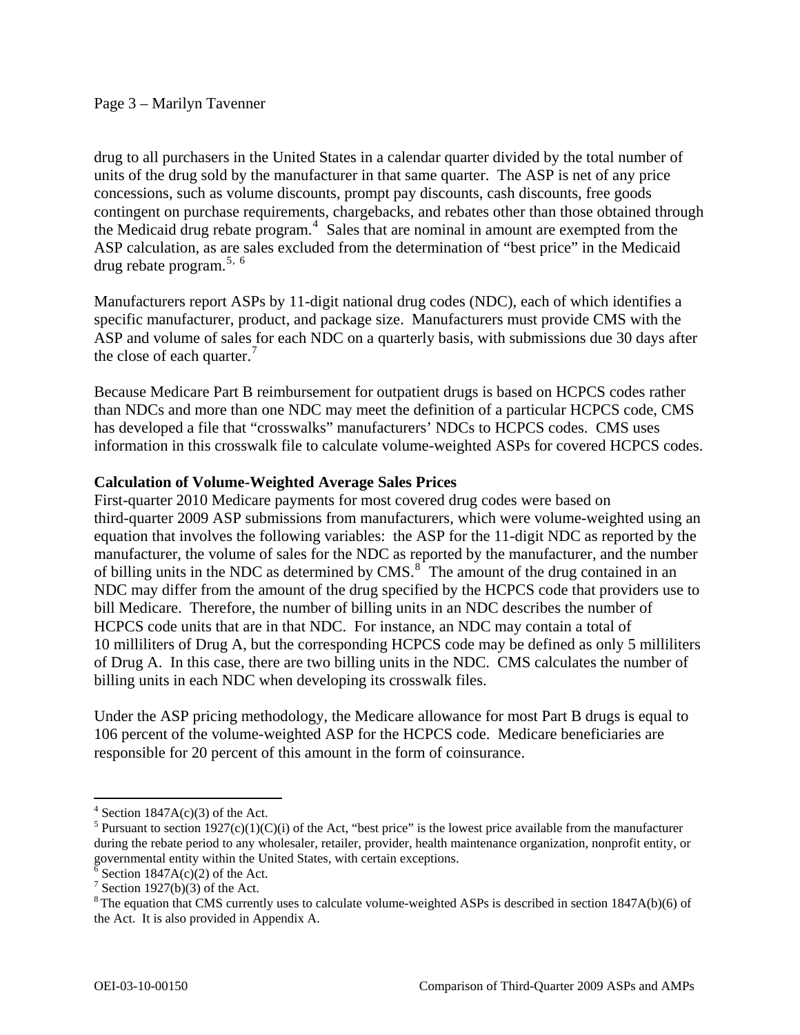drug to all purchasers in the United States in a calendar quarter divided by the total number of units of the drug sold by the manufacturer in that same quarter. The ASP is net of any price concessions, such as volume discounts, prompt pay discounts, cash discounts, free goods contingent on purchase requirements, chargebacks, and rebates other than those obtained through the Medicaid drug rebate program.[4] Sales that are nominal in amount are exempted from the ASP calculation, as are sales excluded from the determination of "best price" in the Medicaid drug rebate program.[5, 6]

Manufacturers report ASPs by 11-digit national drug codes (NDC), each of which identifies a specific manufacturer, product, and package size. Manufacturers must provide CMS with the ASP and volume of sales for each NDC on a quarterly basis, with submissions due 30 days after the close of each quarter.[7]

Because Medicare Part B reimbursement for outpatient drugs is based on HCPCS codes rather than NDCs and more than one NDC may meet the definition of a particular HCPCS code, CMS has developed a file that "crosswalks" manufacturers' NDCs to HCPCS codes. CMS uses information in this crosswalk file to calculate volume-weighted ASPs for covered HCPCS codes.

**Calculation of Volume-Weighted Average Sales Prices**

First-quarter 2010 Medicare payments for most covered drug codes were based on third-quarter 2009 ASP submissions from manufacturers, which were volume-weighted using an equation that involves the following variables: the ASP for the 11-digit NDC as reported by the manufacturer, the volume of sales for the NDC as reported by the manufacturer, and the number of billing units in the NDC as determined by CMS.[8] The amount of the drug contained in an NDC may differ from the amount of the drug specified by the HCPCS code that providers use to bill Medicare. Therefore, the number of billing units in an NDC describes the number of HCPCS code units that are in that NDC. For instance, an NDC may contain a total of 10 milliliters of Drug A, but the corresponding HCPCS code may be defined as only 5 milliliters of Drug A. In this case, there are two billing units in the NDC. CMS calculates the number of billing units in each NDC when developing its crosswalk files.

Under the ASP pricing methodology, the Medicare allowance for most Part B drugs is equal to 106 percent of the volume-weighted ASP for the HCPCS code. Medicare beneficiaries are responsible for 20 percent of this amount in the form of coinsurance.

---

[4] Section 1847A(c)(3) of the Act.

[5] Pursuant to section 1927(c)(1)(C)(i) of the Act, "best price" is the lowest price available from the manufacturer during the rebate period to any wholesaler, retailer, provider, health maintenance organization, nonprofit entity, or governmental entity within the United States, with certain exceptions.

[6] Section 1847A(c)(2) of the Act.

[7] Section 1927(b)(3) of the Act.

[8] The equation that CMS currently uses to calculate volume-weighted ASPs is described in section 1847A(b)(6) of the Act. It is also provided in Appendix A.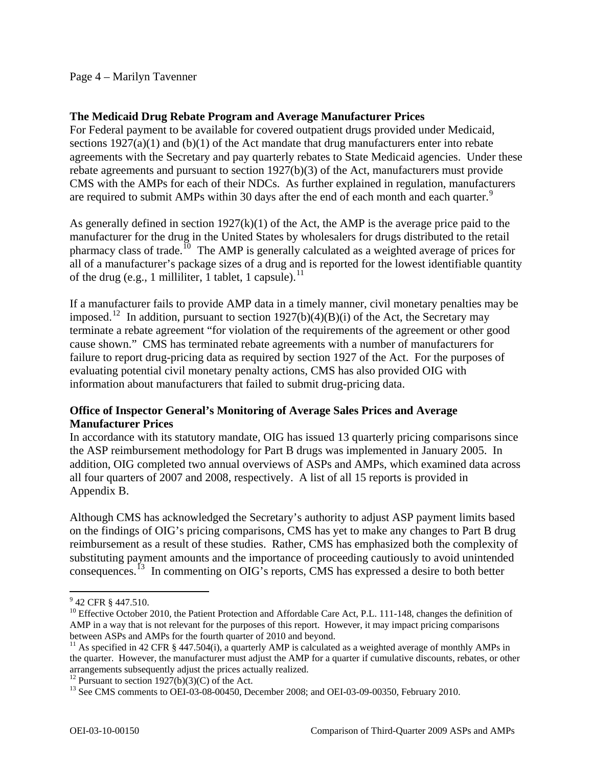### The Medicaid Drug Rebate Program and Average Manufacturer Prices

For Federal payment to be available for covered outpatient drugs provided under Medicaid, sections 1927(a)(1) and (b)(1) of the Act mandate that drug manufacturers enter into rebate agreements with the Secretary and pay quarterly rebates to State Medicaid agencies. Under these rebate agreements and pursuant to section 1927(b)(3) of the Act, manufacturers must provide CMS with the AMPs for each of their NDCs. As further explained in regulation, manufacturers are required to submit AMPs within 30 days after the end of each month and each quarter.[9]

As generally defined in section 1927(k)(1) of the Act, the AMP is the average price paid to the manufacturer for the drug in the United States by wholesalers for drugs distributed to the retail pharmacy class of trade.[10] The AMP is generally calculated as a weighted average of prices for all of a manufacturer's package sizes of a drug and is reported for the lowest identifiable quantity of the drug (e.g., 1 milliliter, 1 tablet, 1 capsule).[11]

If a manufacturer fails to provide AMP data in a timely manner, civil monetary penalties may be imposed.[12] In addition, pursuant to section 1927(b)(4)(B)(i) of the Act, the Secretary may terminate a rebate agreement "for violation of the requirements of the agreement or other good cause shown." CMS has terminated rebate agreements with a number of manufacturers for failure to report drug-pricing data as required by section 1927 of the Act. For the purposes of evaluating potential civil monetary penalty actions, CMS has also provided OIG with information about manufacturers that failed to submit drug-pricing data.

### Office of Inspector General's Monitoring of Average Sales Prices and Average Manufacturer Prices

In accordance with its statutory mandate, OIG has issued 13 quarterly pricing comparisons since the ASP reimbursement methodology for Part B drugs was implemented in January 2005. In addition, OIG completed two annual overviews of ASPs and AMPs, which examined data across all four quarters of 2007 and 2008, respectively. A list of all 15 reports is provided in Appendix B.

Although CMS has acknowledged the Secretary's authority to adjust ASP payment limits based on the findings of OIG's pricing comparisons, CMS has yet to make any changes to Part B drug reimbursement as a result of these studies. Rather, CMS has emphasized both the complexity of substituting payment amounts and the importance of proceeding cautiously to avoid unintended consequences.[13] In commenting on OIG's reports, CMS has expressed a desire to both better

---

[9] 42 CFR § 447.510.

[10] Effective October 2010, the Patient Protection and Affordable Care Act, P.L. 111-148, changes the definition of AMP in a way that is not relevant for the purposes of this report. However, it may impact pricing comparisons between ASPs and AMPs for the fourth quarter of 2010 and beyond.

[11] As specified in 42 CFR § 447.504(i), a quarterly AMP is calculated as a weighted average of monthly AMPs in the quarter. However, the manufacturer must adjust the AMP for a quarter if cumulative discounts, rebates, or other arrangements subsequently adjust the prices actually realized.

[12] Pursuant to section 1927(b)(3)(C) of the Act.

[13] See CMS comments to OEI-03-08-00450, December 2008; and OEI-03-09-00350, February 2010.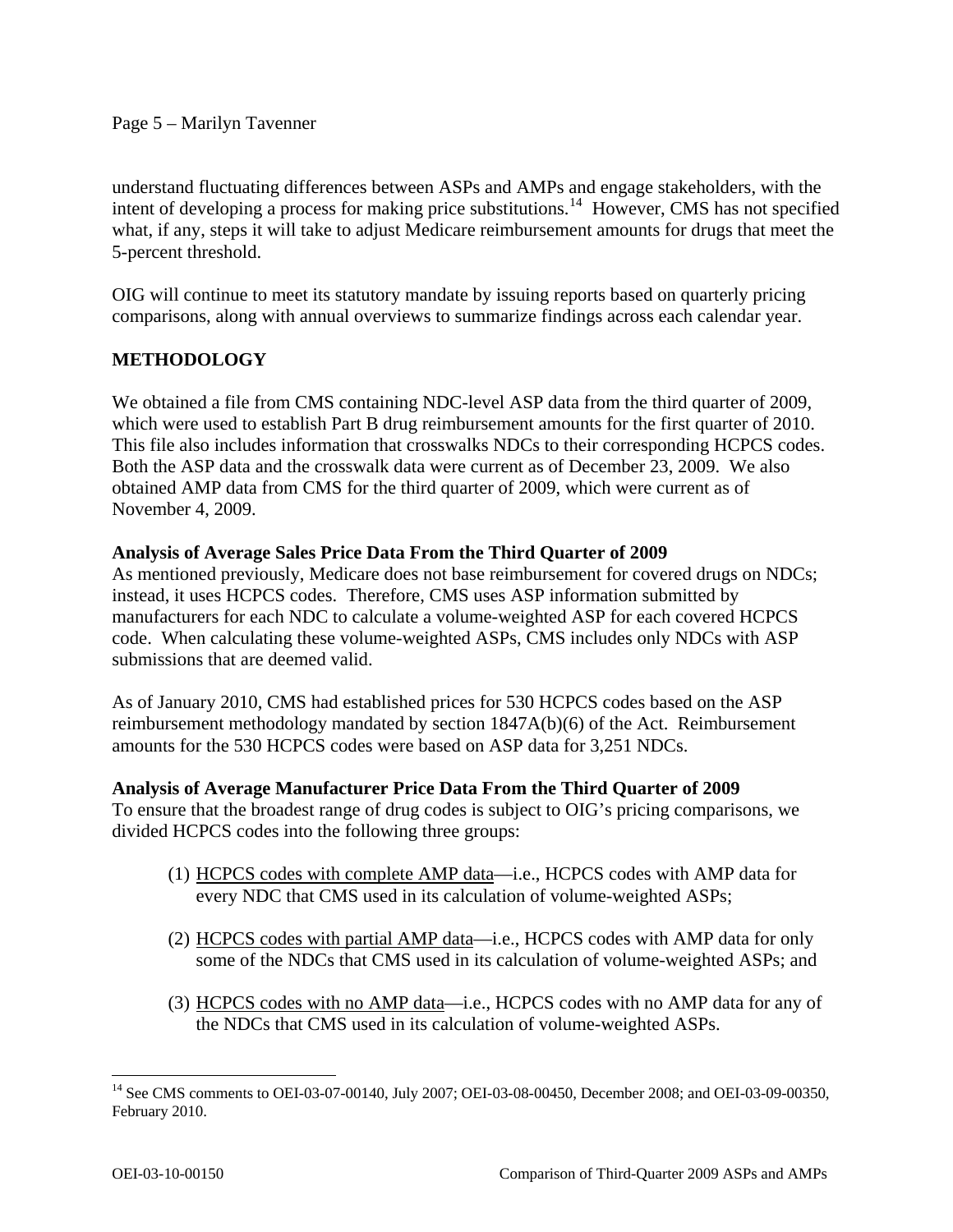understand fluctuating differences between ASPs and AMPs and engage stakeholders, with the intent of developing a process for making price substitutions.[14] However, CMS has not specified what, if any, steps it will take to adjust Medicare reimbursement amounts for drugs that meet the 5-percent threshold.

OIG will continue to meet its statutory mandate by issuing reports based on quarterly pricing comparisons, along with annual overviews to summarize findings across each calendar year.

## METHODOLOGY

We obtained a file from CMS containing NDC-level ASP data from the third quarter of 2009, which were used to establish Part B drug reimbursement amounts for the first quarter of 2010. This file also includes information that crosswalks NDCs to their corresponding HCPCS codes. Both the ASP data and the crosswalk data were current as of December 23, 2009. We also obtained AMP data from CMS for the third quarter of 2009, which were current as of November 4, 2009.

### Analysis of Average Sales Price Data From the Third Quarter of 2009

As mentioned previously, Medicare does not base reimbursement for covered drugs on NDCs; instead, it uses HCPCS codes. Therefore, CMS uses ASP information submitted by manufacturers for each NDC to calculate a volume-weighted ASP for each covered HCPCS code. When calculating these volume-weighted ASPs, CMS includes only NDCs with ASP submissions that are deemed valid.

As of January 2010, CMS had established prices for 530 HCPCS codes based on the ASP reimbursement methodology mandated by section 1847A(b)(6) of the Act. Reimbursement amounts for the 530 HCPCS codes were based on ASP data for 3,251 NDCs.

### Analysis of Average Manufacturer Price Data From the Third Quarter of 2009

To ensure that the broadest range of drug codes is subject to OIG's pricing comparisons, we divided HCPCS codes into the following three groups:

(1) HCPCS codes with complete AMP data—i.e., HCPCS codes with AMP data for every NDC that CMS used in its calculation of volume-weighted ASPs;

(2) HCPCS codes with partial AMP data—i.e., HCPCS codes with AMP data for only some of the NDCs that CMS used in its calculation of volume-weighted ASPs; and

(3) HCPCS codes with no AMP data—i.e., HCPCS codes with no AMP data for any of the NDCs that CMS used in its calculation of volume-weighted ASPs.

---

[14] See CMS comments to OEI-03-07-00140, July 2007; OEI-03-08-00450, December 2008; and OEI-03-09-00350, February 2010.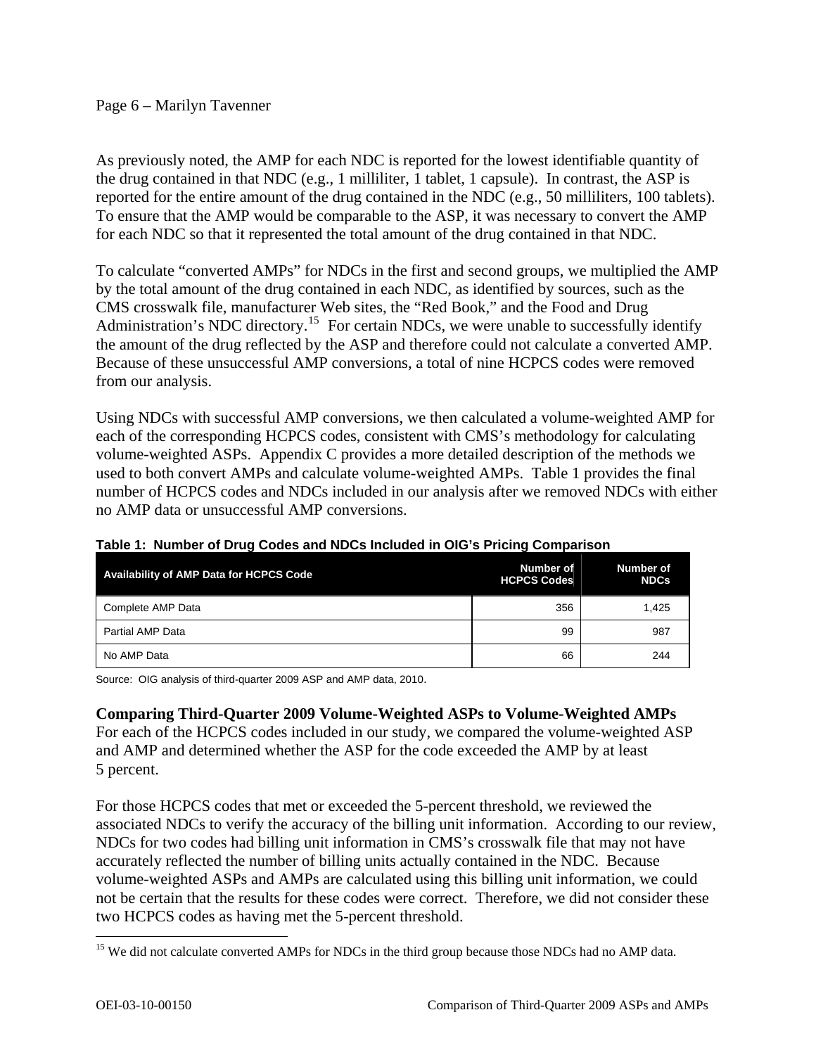As previously noted, the AMP for each NDC is reported for the lowest identifiable quantity of the drug contained in that NDC (e.g., 1 milliliter, 1 tablet, 1 capsule). In contrast, the ASP is reported for the entire amount of the drug contained in the NDC (e.g., 50 milliliters, 100 tablets). To ensure that the AMP would be comparable to the ASP, it was necessary to convert the AMP for each NDC so that it represented the total amount of the drug contained in that NDC.

To calculate "converted AMPs" for NDCs in the first and second groups, we multiplied the AMP by the total amount of the drug contained in each NDC, as identified by sources, such as the CMS crosswalk file, manufacturer Web sites, the "Red Book," and the Food and Drug Administration's NDC directory.[15] For certain NDCs, we were unable to successfully identify the amount of the drug reflected by the ASP and therefore could not calculate a converted AMP. Because of these unsuccessful AMP conversions, a total of nine HCPCS codes were removed from our analysis.

Using NDCs with successful AMP conversions, we then calculated a volume-weighted AMP for each of the corresponding HCPCS codes, consistent with CMS's methodology for calculating volume-weighted ASPs. Appendix C provides a more detailed description of the methods we used to both convert AMPs and calculate volume-weighted AMPs. Table 1 provides the final number of HCPCS codes and NDCs included in our analysis after we removed NDCs with either no AMP data or unsuccessful AMP conversions.

**Table 1: Number of Drug Codes and NDCs Included in OIG's Pricing Comparison**

| Availability of AMP Data for HCPCS Code | Number of HCPCS Codes | Number of NDCs |
|---|---:|---:|
| Complete AMP Data | 356 | 1,425 |
| Partial AMP Data | 99 | 987 |
| No AMP Data | 66 | 244 |

Source: OIG analysis of third-quarter 2009 ASP and AMP data, 2010.

**Comparing Third-Quarter 2009 Volume-Weighted ASPs to Volume-Weighted AMPs**

For each of the HCPCS codes included in our study, we compared the volume-weighted ASP and AMP and determined whether the ASP for the code exceeded the AMP by at least 5 percent.

For those HCPCS codes that met or exceeded the 5-percent threshold, we reviewed the associated NDCs to verify the accuracy of the billing unit information. According to our review, NDCs for two codes had billing unit information in CMS's crosswalk file that may not have accurately reflected the number of billing units actually contained in the NDC. Because volume-weighted ASPs and AMPs are calculated using this billing unit information, we could not be certain that the results for these codes were correct. Therefore, we did not consider these two HCPCS codes as having met the 5-percent threshold.

[15] We did not calculate converted AMPs for NDCs in the third group because those NDCs had no AMP data.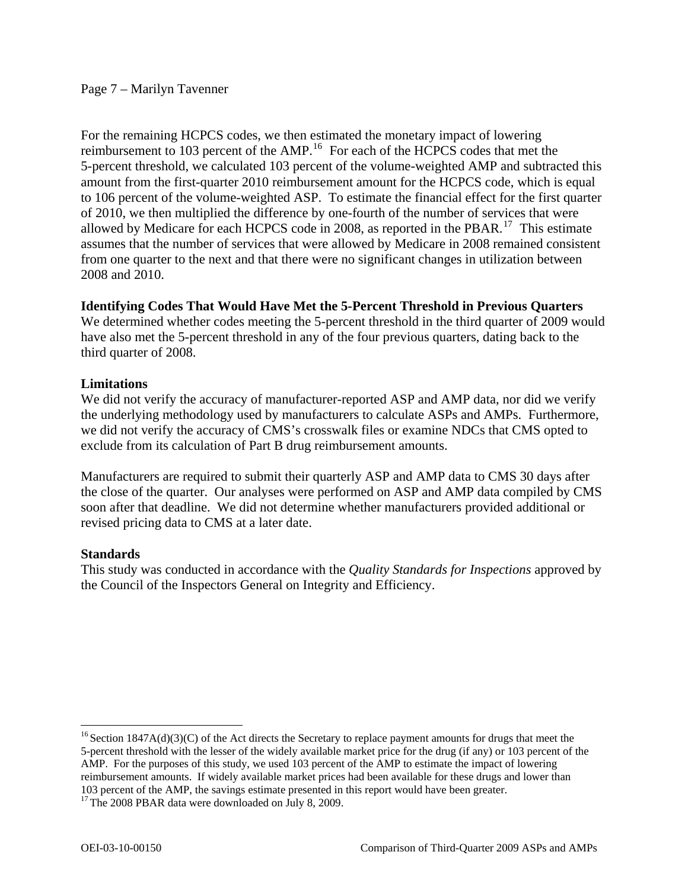For the remaining HCPCS codes, we then estimated the monetary impact of lowering reimbursement to 103 percent of the AMP.[16] For each of the HCPCS codes that met the 5-percent threshold, we calculated 103 percent of the volume-weighted AMP and subtracted this amount from the first-quarter 2010 reimbursement amount for the HCPCS code, which is equal to 106 percent of the volume-weighted ASP. To estimate the financial effect for the first quarter of 2010, we then multiplied the difference by one-fourth of the number of services that were allowed by Medicare for each HCPCS code in 2008, as reported in the PBAR.[17] This estimate assumes that the number of services that were allowed by Medicare in 2008 remained consistent from one quarter to the next and that there were no significant changes in utilization between 2008 and 2010.

**Identifying Codes That Would Have Met the 5-Percent Threshold in Previous Quarters**

We determined whether codes meeting the 5-percent threshold in the third quarter of 2009 would have also met the 5-percent threshold in any of the four previous quarters, dating back to the third quarter of 2008.

**Limitations**

We did not verify the accuracy of manufacturer-reported ASP and AMP data, nor did we verify the underlying methodology used by manufacturers to calculate ASPs and AMPs. Furthermore, we did not verify the accuracy of CMS's crosswalk files or examine NDCs that CMS opted to exclude from its calculation of Part B drug reimbursement amounts.

Manufacturers are required to submit their quarterly ASP and AMP data to CMS 30 days after the close of the quarter. Our analyses were performed on ASP and AMP data compiled by CMS soon after that deadline. We did not determine whether manufacturers provided additional or revised pricing data to CMS at a later date.

**Standards**

This study was conducted in accordance with the *Quality Standards for Inspections* approved by the Council of the Inspectors General on Integrity and Efficiency.

---

[16] Section 1847A(d)(3)(C) of the Act directs the Secretary to replace payment amounts for drugs that meet the 5-percent threshold with the lesser of the widely available market price for the drug (if any) or 103 percent of the AMP. For the purposes of this study, we used 103 percent of the AMP to estimate the impact of lowering reimbursement amounts. If widely available market prices had been available for these drugs and lower than 103 percent of the AMP, the savings estimate presented in this report would have been greater.

[17] The 2008 PBAR data were downloaded on July 8, 2009.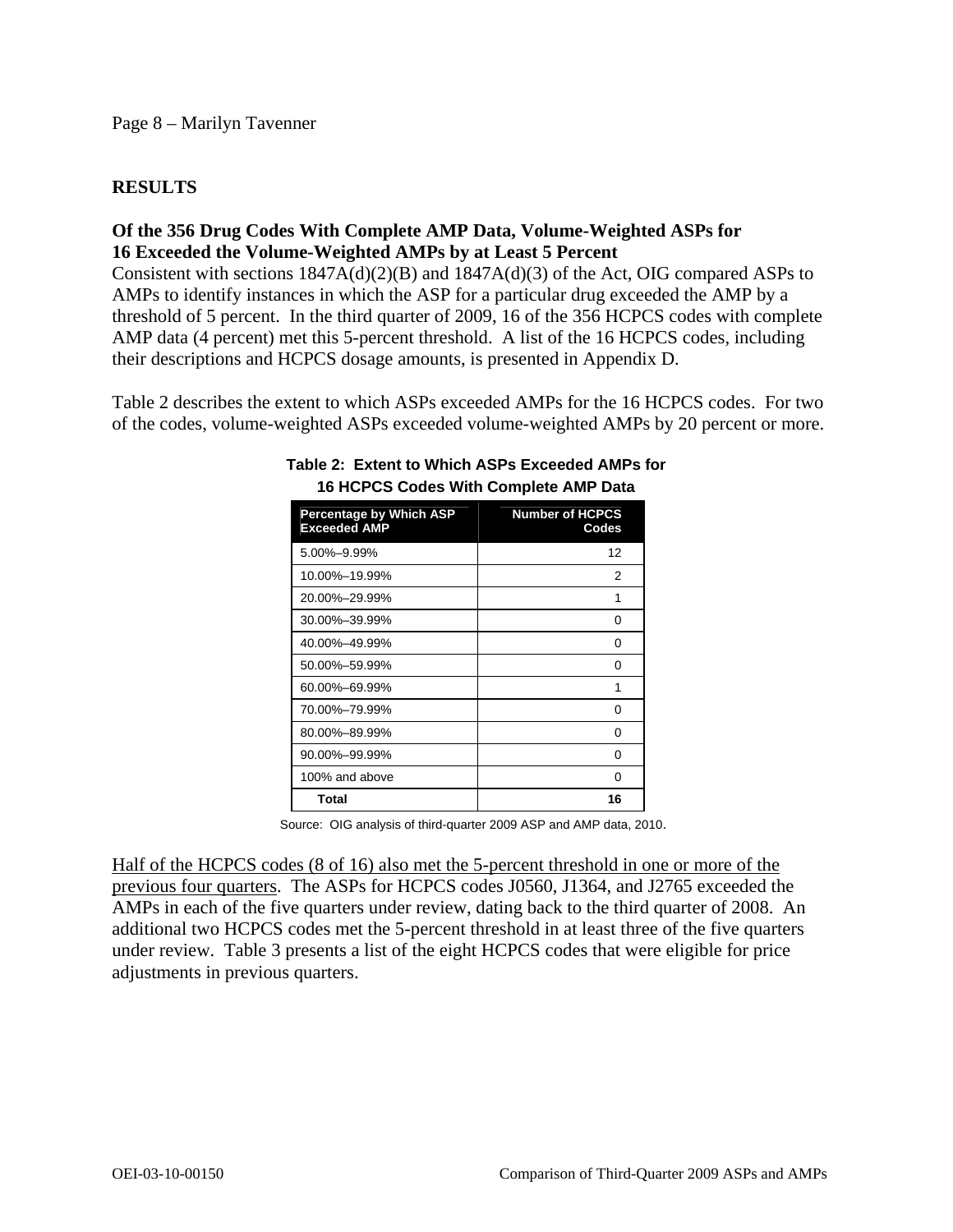## RESULTS

### Of the 356 Drug Codes With Complete AMP Data, Volume-Weighted ASPs for 16 Exceeded the Volume-Weighted AMPs by at Least 5 Percent

Consistent with sections 1847A(d)(2)(B) and 1847A(d)(3) of the Act, OIG compared ASPs to AMPs to identify instances in which the ASP for a particular drug exceeded the AMP by a threshold of 5 percent. In the third quarter of 2009, 16 of the 356 HCPCS codes with complete AMP data (4 percent) met this 5-percent threshold. A list of the 16 HCPCS codes, including their descriptions and HCPCS dosage amounts, is presented in Appendix D.

Table 2 describes the extent to which ASPs exceeded AMPs for the 16 HCPCS codes. For two of the codes, volume-weighted ASPs exceeded volume-weighted AMPs by 20 percent or more.

**Table 2: Extent to Which ASPs Exceeded AMPs for 16 HCPCS Codes With Complete AMP Data**

| Percentage by Which ASP Exceeded AMP | Number of HCPCS Codes |
|---|---|
| 5.00%–9.99% | 12 |
| 10.00%–19.99% | 2 |
| 20.00%–29.99% | 1 |
| 30.00%–39.99% | 0 |
| 40.00%–49.99% | 0 |
| 50.00%–59.99% | 0 |
| 60.00%–69.99% | 1 |
| 70.00%–79.99% | 0 |
| 80.00%–89.99% | 0 |
| 90.00%–99.99% | 0 |
| 100% and above | 0 |
| **Total** | **16** |

Source: OIG analysis of third-quarter 2009 ASP and AMP data, 2010.

Half of the HCPCS codes (8 of 16) also met the 5-percent threshold in one or more of the previous four quarters. The ASPs for HCPCS codes J0560, J1364, and J2765 exceeded the AMPs in each of the five quarters under review, dating back to the third quarter of 2008. An additional two HCPCS codes met the 5-percent threshold in at least three of the five quarters under review. Table 3 presents a list of the eight HCPCS codes that were eligible for price adjustments in previous quarters.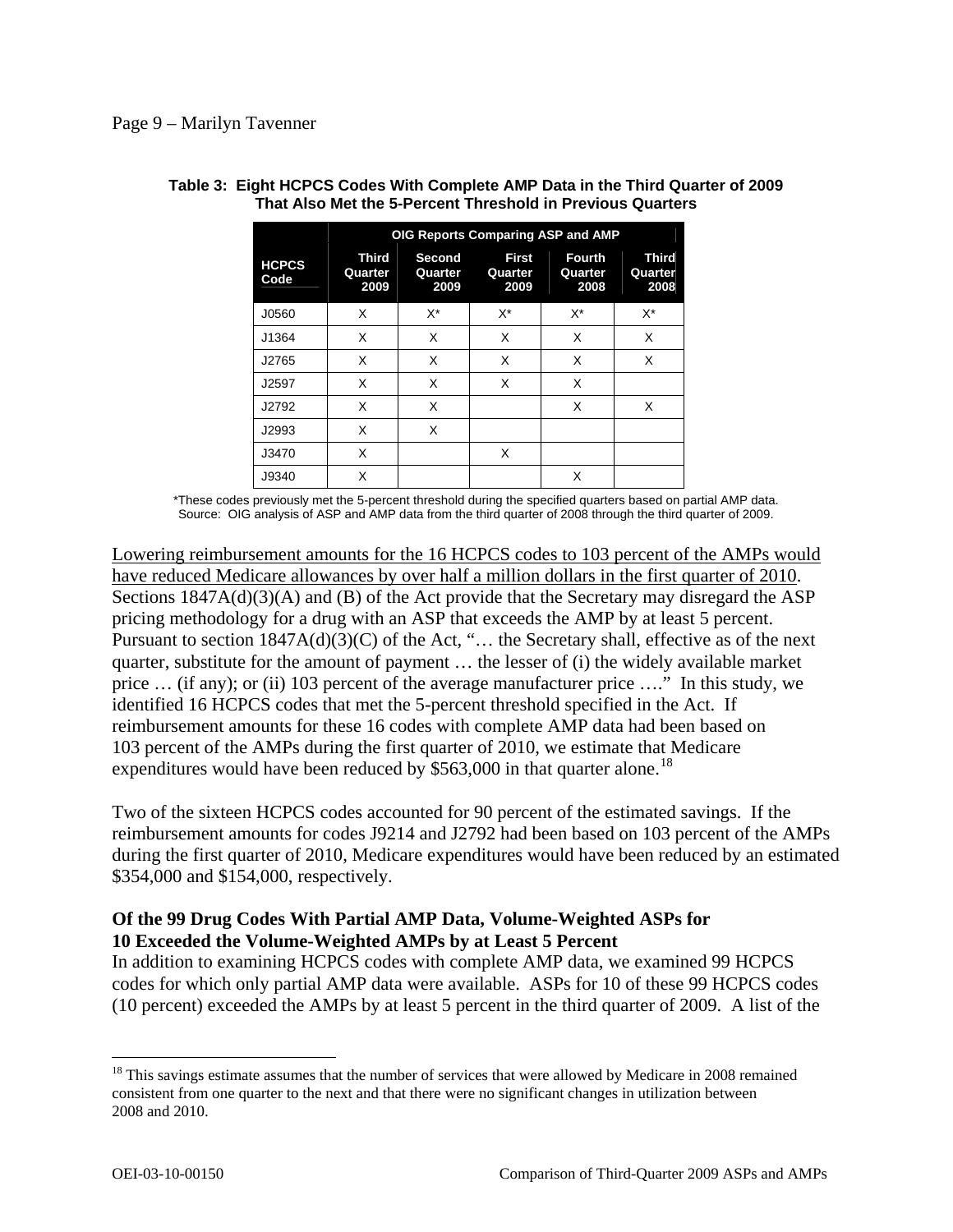**Table 3: Eight HCPCS Codes With Complete AMP Data in the Third Quarter of 2009 That Also Met the 5-Percent Threshold in Previous Quarters**

| HCPCS Code | OIG Reports Comparing ASP and AMP | | | | |
|---|---|---|---|---|---|
| | Third Quarter 2009 | Second Quarter 2009 | First Quarter 2009 | Fourth Quarter 2008 | Third Quarter 2008 |
| J0560 | X | X* | X* | X* | X* |
| J1364 | X | X | X | X | X |
| J2765 | X | X | X | X | X |
| J2597 | X | X | X | X | |
| J2792 | X | X | | X | X |
| J2993 | X | X | | | |
| J3470 | X | | X | | |
| J9340 | X | | | X | |

*These codes previously met the 5-percent threshold during the specified quarters based on partial AMP data.
Source: OIG analysis of ASP and AMP data from the third quarter of 2008 through the third quarter of 2009.

Lowering reimbursement amounts for the 16 HCPCS codes to 103 percent of the AMPs would have reduced Medicare allowances by over half a million dollars in the first quarter of 2010. Sections 1847A(d)(3)(A) and (B) of the Act provide that the Secretary may disregard the ASP pricing methodology for a drug with an ASP that exceeds the AMP by at least 5 percent. Pursuant to section 1847A(d)(3)(C) of the Act, "… the Secretary shall, effective as of the next quarter, substitute for the amount of payment … the lesser of (i) the widely available market price … (if any); or (ii) 103 percent of the average manufacturer price …." In this study, we identified 16 HCPCS codes that met the 5-percent threshold specified in the Act. If reimbursement amounts for these 16 codes with complete AMP data had been based on 103 percent of the AMPs during the first quarter of 2010, we estimate that Medicare expenditures would have been reduced by $563,000 in that quarter alone.[18]

Two of the sixteen HCPCS codes accounted for 90 percent of the estimated savings. If the reimbursement amounts for codes J9214 and J2792 had been based on 103 percent of the AMPs during the first quarter of 2010, Medicare expenditures would have been reduced by an estimated $354,000 and $154,000, respectively.

**Of the 99 Drug Codes With Partial AMP Data, Volume-Weighted ASPs for 10 Exceeded the Volume-Weighted AMPs by at Least 5 Percent**

In addition to examining HCPCS codes with complete AMP data, we examined 99 HCPCS codes for which only partial AMP data were available. ASPs for 10 of these 99 HCPCS codes (10 percent) exceeded the AMPs by at least 5 percent in the third quarter of 2009. A list of the

[18] This savings estimate assumes that the number of services that were allowed by Medicare in 2008 remained consistent from one quarter to the next and that there were no significant changes in utilization between 2008 and 2010.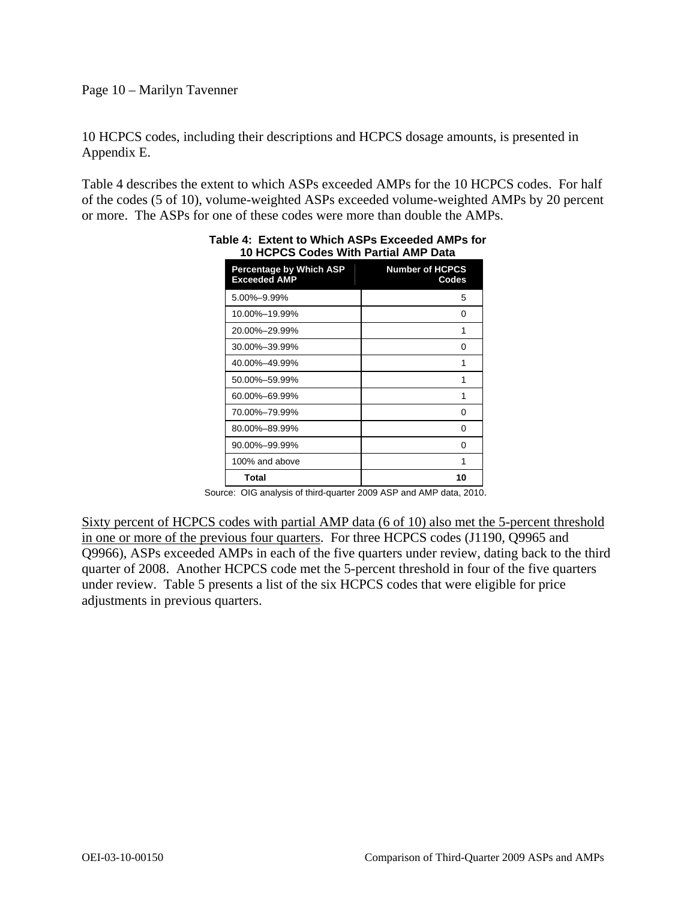10 HCPCS codes, including their descriptions and HCPCS dosage amounts, is presented in Appendix E.

Table 4 describes the extent to which ASPs exceeded AMPs for the 10 HCPCS codes. For half of the codes (5 of 10), volume-weighted ASPs exceeded volume-weighted AMPs by 20 percent or more. The ASPs for one of these codes were more than double the AMPs.

**Table 4: Extent to Which ASPs Exceeded AMPs for 10 HCPCS Codes With Partial AMP Data**

| Percentage by Which ASP Exceeded AMP | Number of HCPCS Codes |
|---|---|
| 5.00%–9.99% | 5 |
| 10.00%–19.99% | 0 |
| 20.00%–29.99% | 1 |
| 30.00%–39.99% | 0 |
| 40.00%–49.99% | 1 |
| 50.00%–59.99% | 1 |
| 60.00%–69.99% | 1 |
| 70.00%–79.99% | 0 |
| 80.00%–89.99% | 0 |
| 90.00%–99.99% | 0 |
| 100% and above | 1 |
| **Total** | **10** |

Source: OIG analysis of third-quarter 2009 ASP and AMP data, 2010.

<u>Sixty percent of HCPCS codes with partial AMP data (6 of 10) also met the 5-percent threshold in one or more of the previous four quarters</u>. For three HCPCS codes (J1190, Q9965 and Q9966), ASPs exceeded AMPs in each of the five quarters under review, dating back to the third quarter of 2008. Another HCPCS code met the 5-percent threshold in four of the five quarters under review. Table 5 presents a list of the six HCPCS codes that were eligible for price adjustments in previous quarters.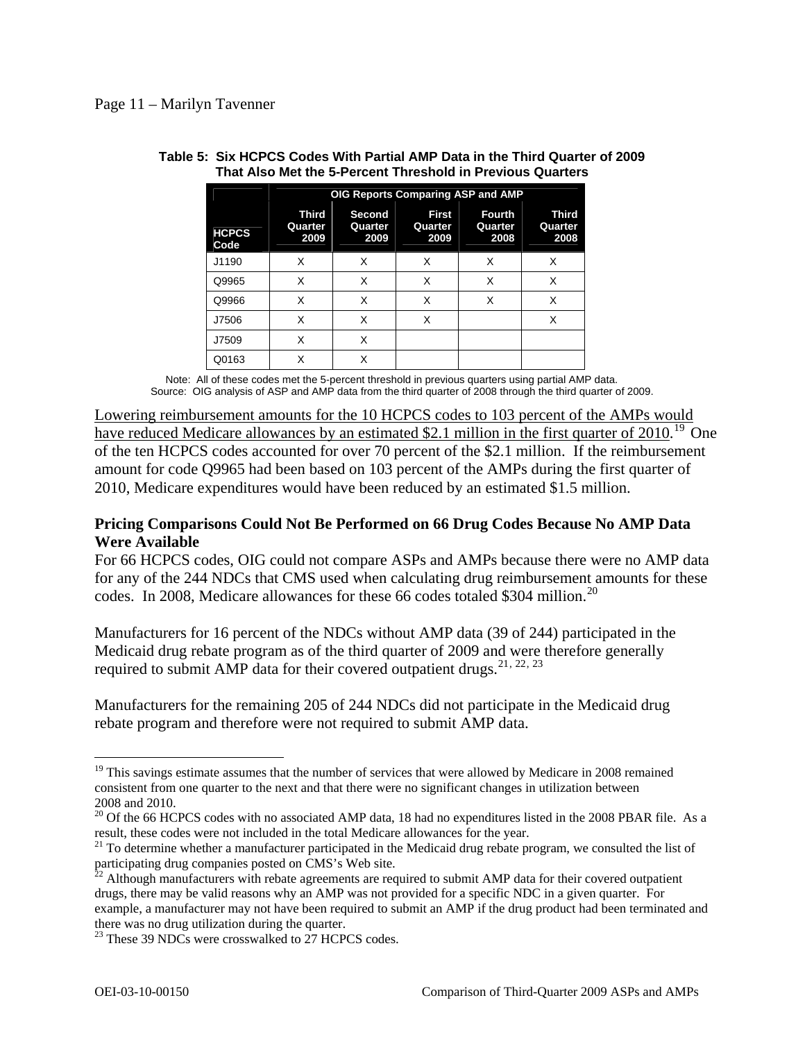**Table 5: Six HCPCS Codes With Partial AMP Data in the Third Quarter of 2009 That Also Met the 5-Percent Threshold in Previous Quarters**

| | OIG Reports Comparing ASP and AMP | | | | |
|---|---|---|---|---|---|
| HCPCS Code | Third Quarter 2009 | Second Quarter 2009 | First Quarter 2009 | Fourth Quarter 2008 | Third Quarter 2008 |
| J1190 | X | X | X | X | X |
| Q9965 | X | X | X | X | X |
| Q9966 | X | X | X | X | X |
| J7506 | X | X | X | | X |
| J7509 | X | X | | | |
| Q0163 | X | X | | | |

Note: All of these codes met the 5-percent threshold in previous quarters using partial AMP data.
Source: OIG analysis of ASP and AMP data from the third quarter of 2008 through the third quarter of 2009.

Lowering reimbursement amounts for the 10 HCPCS codes to 103 percent of the AMPs would have reduced Medicare allowances by an estimated $2.1 million in the first quarter of 2010.[19] One of the ten HCPCS codes accounted for over 70 percent of the $2.1 million. If the reimbursement amount for code Q9965 had been based on 103 percent of the AMPs during the first quarter of 2010, Medicare expenditures would have been reduced by an estimated $1.5 million.

**Pricing Comparisons Could Not Be Performed on 66 Drug Codes Because No AMP Data Were Available**

For 66 HCPCS codes, OIG could not compare ASPs and AMPs because there were no AMP data for any of the 244 NDCs that CMS used when calculating drug reimbursement amounts for these codes. In 2008, Medicare allowances for these 66 codes totaled $304 million.[20]

Manufacturers for 16 percent of the NDCs without AMP data (39 of 244) participated in the Medicaid drug rebate program as of the third quarter of 2009 and were therefore generally required to submit AMP data for their covered outpatient drugs.[21, 22, 23]

Manufacturers for the remaining 205 of 244 NDCs did not participate in the Medicaid drug rebate program and therefore were not required to submit AMP data.

---

[19] This savings estimate assumes that the number of services that were allowed by Medicare in 2008 remained consistent from one quarter to the next and that there were no significant changes in utilization between 2008 and 2010.

[20] Of the 66 HCPCS codes with no associated AMP data, 18 had no expenditures listed in the 2008 PBAR file. As a result, these codes were not included in the total Medicare allowances for the year.

[21] To determine whether a manufacturer participated in the Medicaid drug rebate program, we consulted the list of participating drug companies posted on CMS's Web site.

[22] Although manufacturers with rebate agreements are required to submit AMP data for their covered outpatient drugs, there may be valid reasons why an AMP was not provided for a specific NDC in a given quarter. For example, a manufacturer may not have been required to submit an AMP if the drug product had been terminated and there was no drug utilization during the quarter.

[23] These 39 NDCs were crosswalked to 27 HCPCS codes.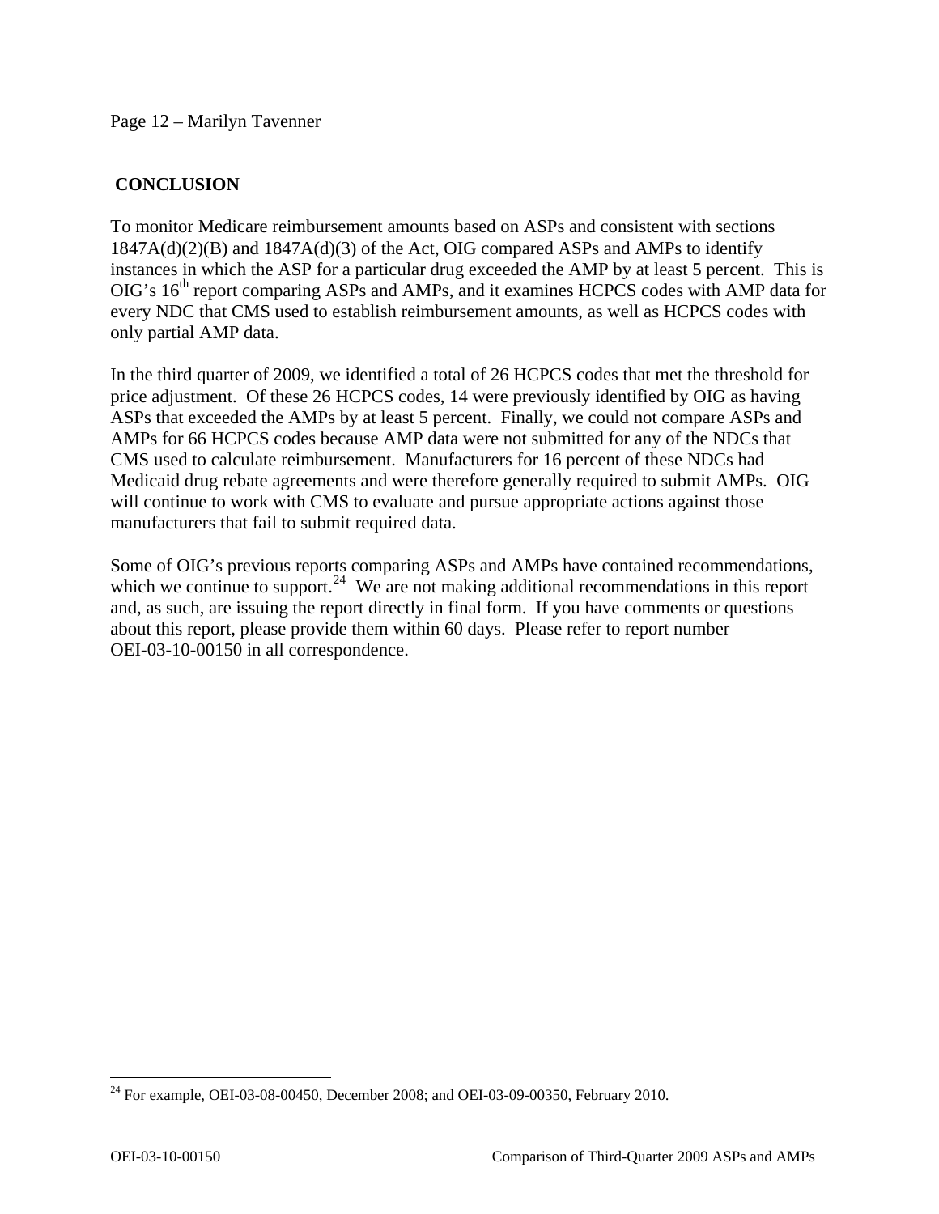## CONCLUSION

To monitor Medicare reimbursement amounts based on ASPs and consistent with sections 1847A(d)(2)(B) and 1847A(d)(3) of the Act, OIG compared ASPs and AMPs to identify instances in which the ASP for a particular drug exceeded the AMP by at least 5 percent. This is OIG's 16th report comparing ASPs and AMPs, and it examines HCPCS codes with AMP data for every NDC that CMS used to establish reimbursement amounts, as well as HCPCS codes with only partial AMP data.

In the third quarter of 2009, we identified a total of 26 HCPCS codes that met the threshold for price adjustment. Of these 26 HCPCS codes, 14 were previously identified by OIG as having ASPs that exceeded the AMPs by at least 5 percent. Finally, we could not compare ASPs and AMPs for 66 HCPCS codes because AMP data were not submitted for any of the NDCs that CMS used to calculate reimbursement. Manufacturers for 16 percent of these NDCs had Medicaid drug rebate agreements and were therefore generally required to submit AMPs. OIG will continue to work with CMS to evaluate and pursue appropriate actions against those manufacturers that fail to submit required data.

Some of OIG's previous reports comparing ASPs and AMPs have contained recommendations, which we continue to support.[24] We are not making additional recommendations in this report and, as such, are issuing the report directly in final form. If you have comments or questions about this report, please provide them within 60 days. Please refer to report number OEI-03-10-00150 in all correspondence.

[24] For example, OEI-03-08-00450, December 2008; and OEI-03-09-00350, February 2010.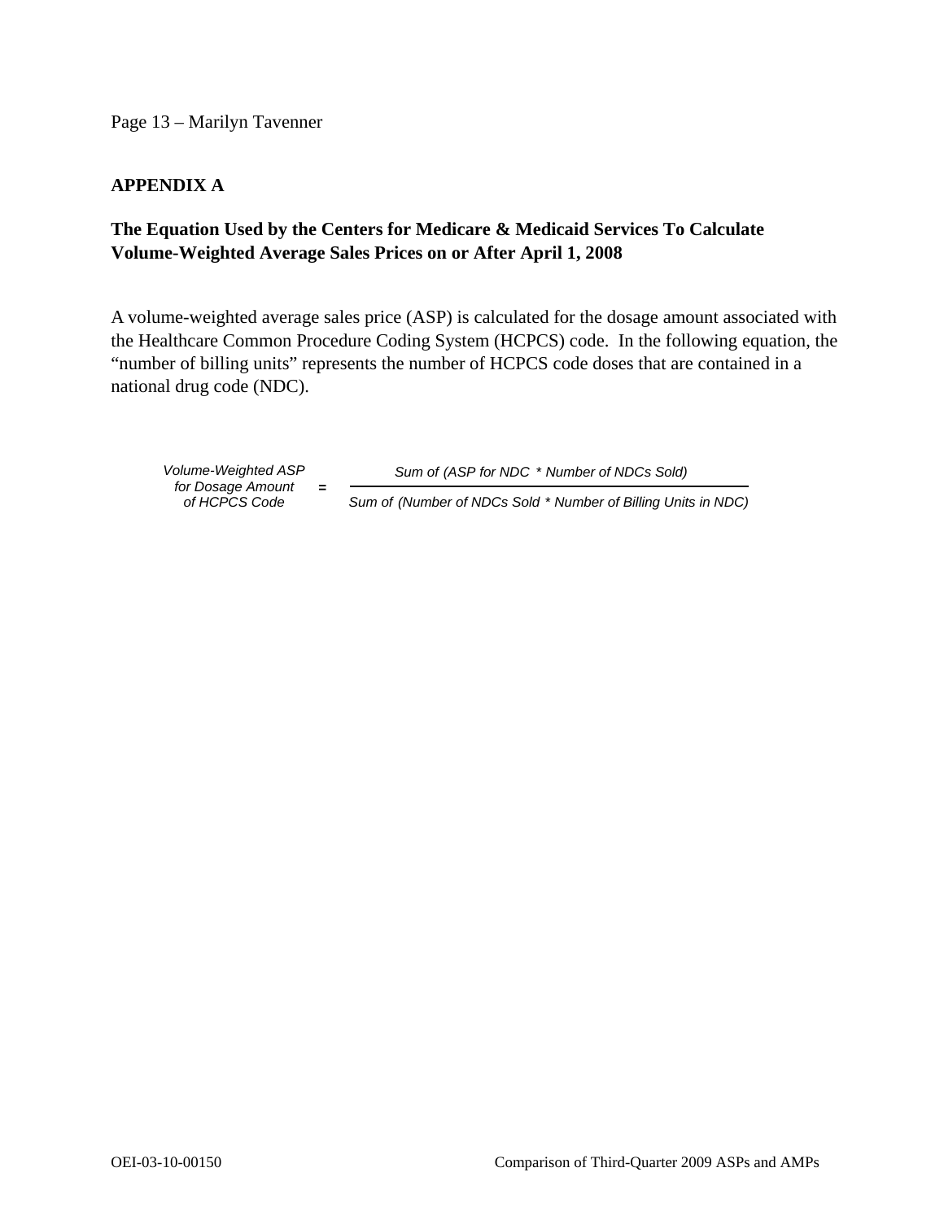## APPENDIX A

### The Equation Used by the Centers for Medicare & Medicaid Services To Calculate Volume-Weighted Average Sales Prices on or After April 1, 2008

A volume-weighted average sales price (ASP) is calculated for the dosage amount associated with the Healthcare Common Procedure Coding System (HCPCS) code. In the following equation, the "number of billing units" represents the number of HCPCS code doses that are contained in a national drug code (NDC).

$$\text{Volume-Weighted ASP for Dosage Amount of HCPCS Code} = \frac{\text{Sum of (ASP for NDC * Number of NDCs Sold)}}{\text{Sum of (Number of NDCs Sold * Number of Billing Units in NDC)}}$$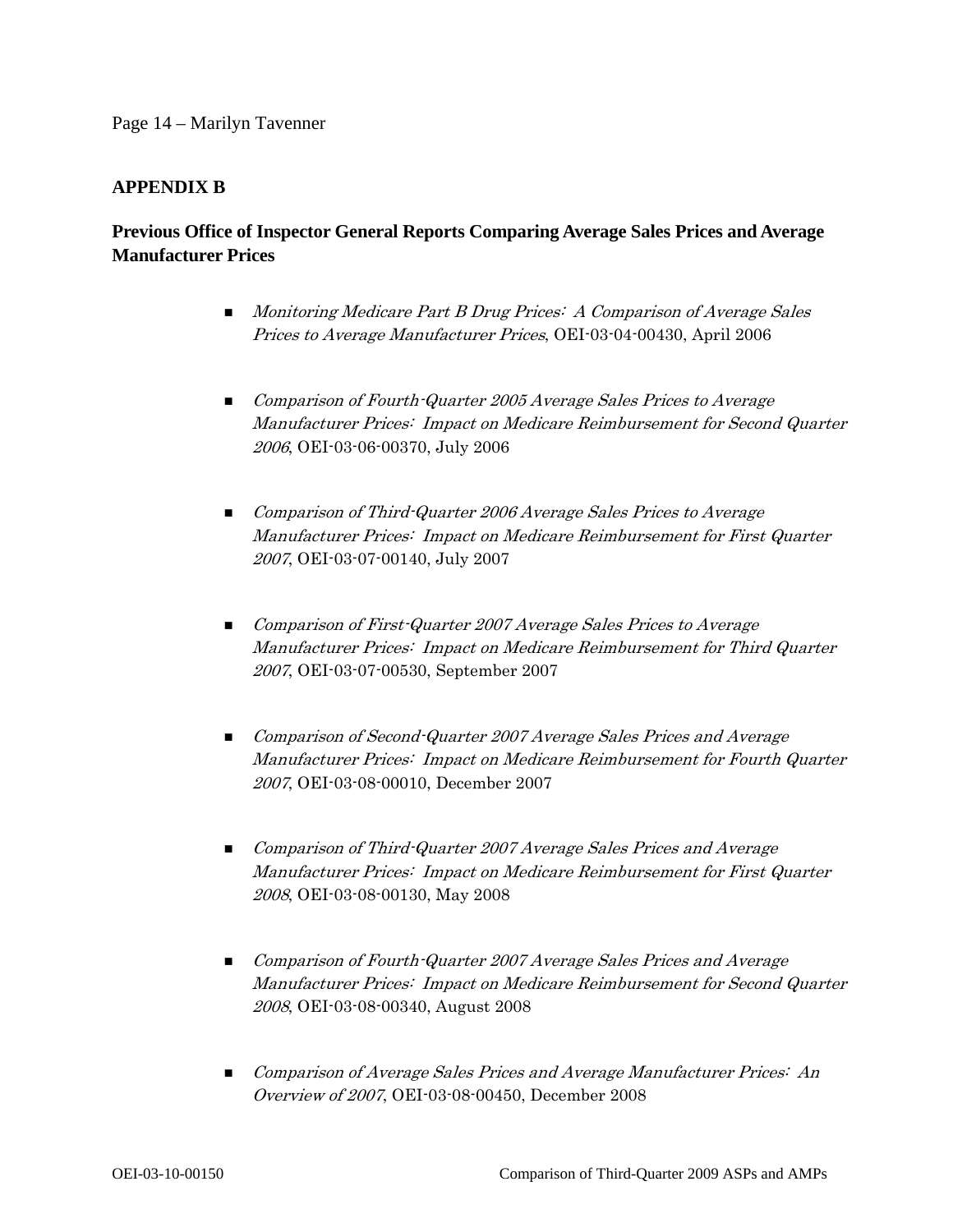## APPENDIX B

### Previous Office of Inspector General Reports Comparing Average Sales Prices and Average Manufacturer Prices

- *Monitoring Medicare Part B Drug Prices: A Comparison of Average Sales Prices to Average Manufacturer Prices*, OEI-03-04-00430, April 2006
- *Comparison of Fourth-Quarter 2005 Average Sales Prices to Average Manufacturer Prices: Impact on Medicare Reimbursement for Second Quarter 2006*, OEI-03-06-00370, July 2006
- *Comparison of Third-Quarter 2006 Average Sales Prices to Average Manufacturer Prices: Impact on Medicare Reimbursement for First Quarter 2007*, OEI-03-07-00140, July 2007
- *Comparison of First-Quarter 2007 Average Sales Prices to Average Manufacturer Prices: Impact on Medicare Reimbursement for Third Quarter 2007*, OEI-03-07-00530, September 2007
- *Comparison of Second-Quarter 2007 Average Sales Prices and Average Manufacturer Prices: Impact on Medicare Reimbursement for Fourth Quarter 2007*, OEI-03-08-00010, December 2007
- *Comparison of Third-Quarter 2007 Average Sales Prices and Average Manufacturer Prices: Impact on Medicare Reimbursement for First Quarter 2008*, OEI-03-08-00130, May 2008
- *Comparison of Fourth-Quarter 2007 Average Sales Prices and Average Manufacturer Prices: Impact on Medicare Reimbursement for Second Quarter 2008*, OEI-03-08-00340, August 2008
- *Comparison of Average Sales Prices and Average Manufacturer Prices: An Overview of 2007*, OEI-03-08-00450, December 2008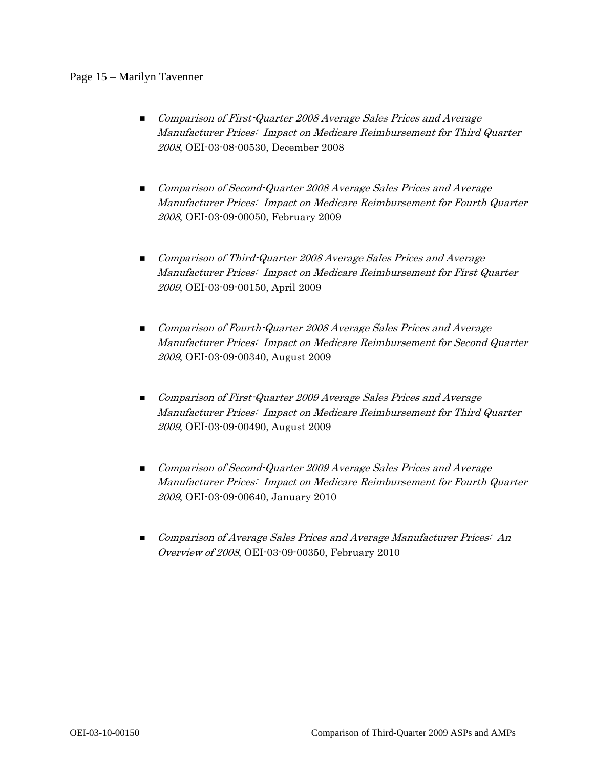- *Comparison of First-Quarter 2008 Average Sales Prices and Average Manufacturer Prices: Impact on Medicare Reimbursement for Third Quarter 2008*, OEI-03-08-00530, December 2008

- *Comparison of Second-Quarter 2008 Average Sales Prices and Average Manufacturer Prices: Impact on Medicare Reimbursement for Fourth Quarter 2008*, OEI-03-09-00050, February 2009

- *Comparison of Third-Quarter 2008 Average Sales Prices and Average Manufacturer Prices: Impact on Medicare Reimbursement for First Quarter 2009*, OEI-03-09-00150, April 2009

- *Comparison of Fourth-Quarter 2008 Average Sales Prices and Average Manufacturer Prices: Impact on Medicare Reimbursement for Second Quarter 2009*, OEI-03-09-00340, August 2009

- *Comparison of First-Quarter 2009 Average Sales Prices and Average Manufacturer Prices: Impact on Medicare Reimbursement for Third Quarter 2009*, OEI-03-09-00490, August 2009

- *Comparison of Second-Quarter 2009 Average Sales Prices and Average Manufacturer Prices: Impact on Medicare Reimbursement for Fourth Quarter 2009*, OEI-03-09-00640, January 2010

- *Comparison of Average Sales Prices and Average Manufacturer Prices: An Overview of 2008*, OEI-03-09-00350, February 2010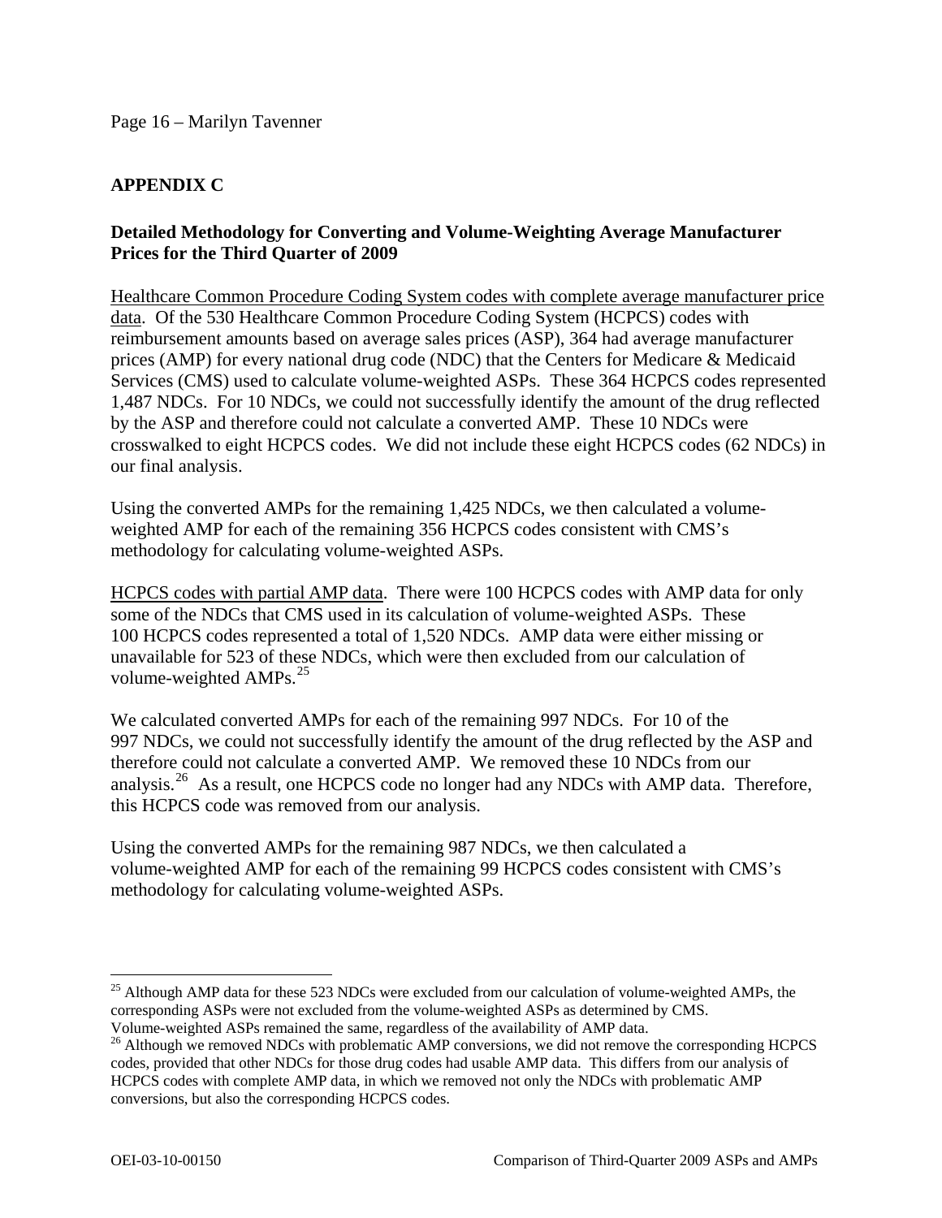## APPENDIX C

### Detailed Methodology for Converting and Volume-Weighting Average Manufacturer Prices for the Third Quarter of 2009

Healthcare Common Procedure Coding System codes with complete average manufacturer price data. Of the 530 Healthcare Common Procedure Coding System (HCPCS) codes with reimbursement amounts based on average sales prices (ASP), 364 had average manufacturer prices (AMP) for every national drug code (NDC) that the Centers for Medicare & Medicaid Services (CMS) used to calculate volume-weighted ASPs. These 364 HCPCS codes represented 1,487 NDCs. For 10 NDCs, we could not successfully identify the amount of the drug reflected by the ASP and therefore could not calculate a converted AMP. These 10 NDCs were crosswalked to eight HCPCS codes. We did not include these eight HCPCS codes (62 NDCs) in our final analysis.

Using the converted AMPs for the remaining 1,425 NDCs, we then calculated a volume-weighted AMP for each of the remaining 356 HCPCS codes consistent with CMS's methodology for calculating volume-weighted ASPs.

HCPCS codes with partial AMP data. There were 100 HCPCS codes with AMP data for only some of the NDCs that CMS used in its calculation of volume-weighted ASPs. These 100 HCPCS codes represented a total of 1,520 NDCs. AMP data were either missing or unavailable for 523 of these NDCs, which were then excluded from our calculation of volume-weighted AMPs.[25]

We calculated converted AMPs for each of the remaining 997 NDCs. For 10 of the 997 NDCs, we could not successfully identify the amount of the drug reflected by the ASP and therefore could not calculate a converted AMP. We removed these 10 NDCs from our analysis.[26] As a result, one HCPCS code no longer had any NDCs with AMP data. Therefore, this HCPCS code was removed from our analysis.

Using the converted AMPs for the remaining 987 NDCs, we then calculated a volume-weighted AMP for each of the remaining 99 HCPCS codes consistent with CMS's methodology for calculating volume-weighted ASPs.

---

[25] Although AMP data for these 523 NDCs were excluded from our calculation of volume-weighted AMPs, the corresponding ASPs were not excluded from the volume-weighted ASPs as determined by CMS. Volume-weighted ASPs remained the same, regardless of the availability of AMP data.

[26] Although we removed NDCs with problematic AMP conversions, we did not remove the corresponding HCPCS codes, provided that other NDCs for those drug codes had usable AMP data. This differs from our analysis of HCPCS codes with complete AMP data, in which we removed not only the NDCs with problematic AMP conversions, but also the corresponding HCPCS codes.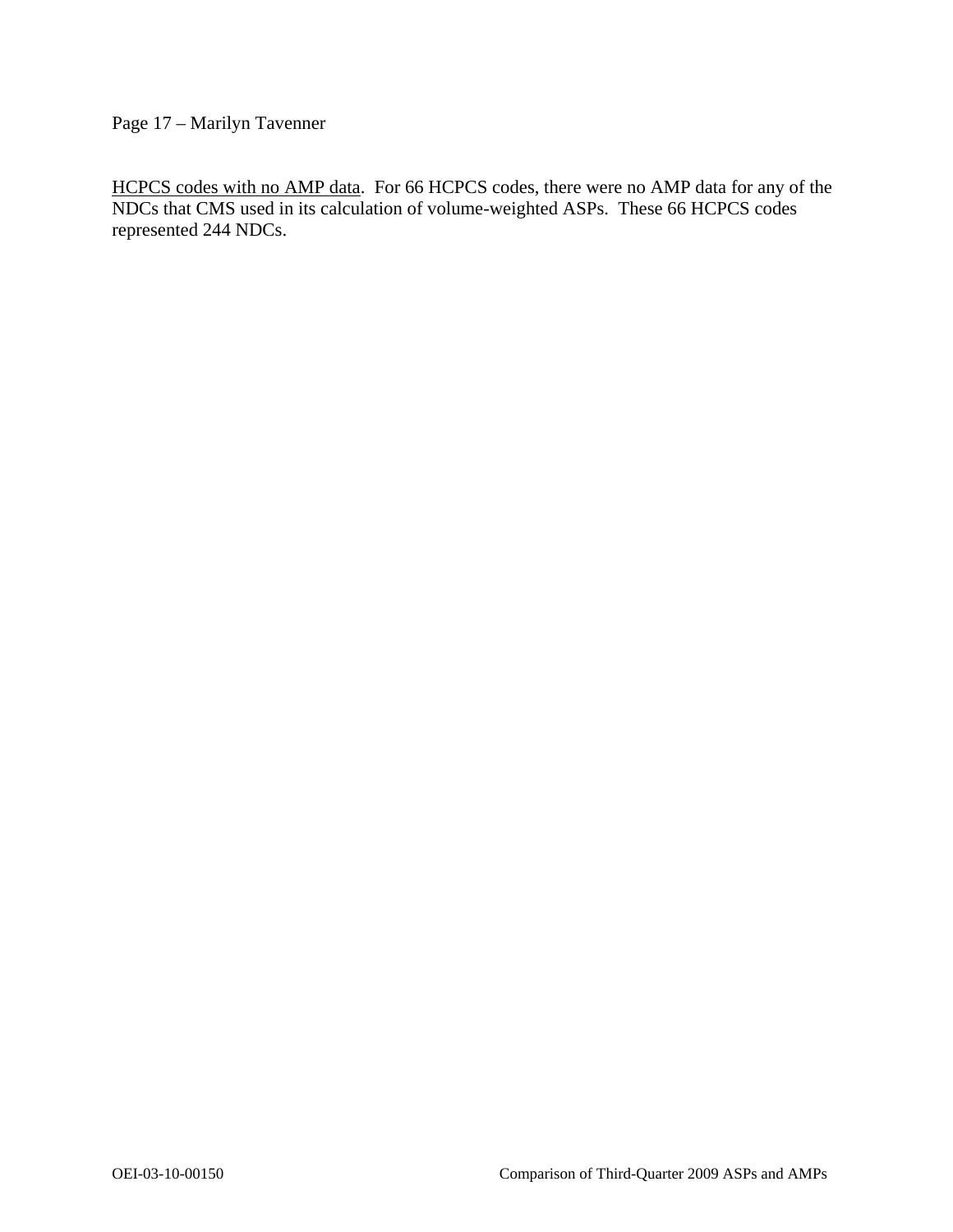HCPCS codes with no AMP data. For 66 HCPCS codes, there were no AMP data for any of the NDCs that CMS used in its calculation of volume-weighted ASPs. These 66 HCPCS codes represented 244 NDCs.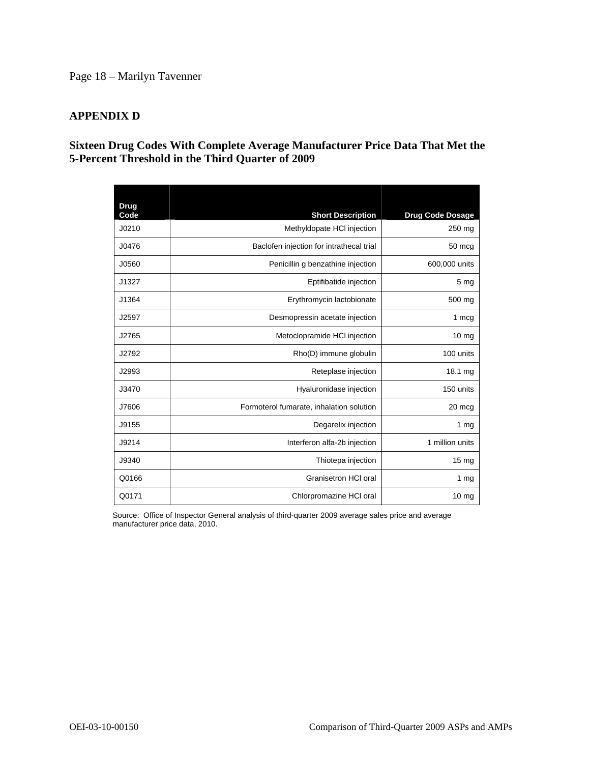## APPENDIX D

### Sixteen Drug Codes With Complete Average Manufacturer Price Data That Met the 5-Percent Threshold in the Third Quarter of 2009

| Drug Code | Short Description | Drug Code Dosage |
|---|---:|---:|
| J0210 | Methyldopate HCl injection | 250 mg |
| J0476 | Baclofen injection for intrathecal trial | 50 mcg |
| J0560 | Penicillin g benzathine injection | 600,000 units |
| J1327 | Eptifibatide injection | 5 mg |
| J1364 | Erythromycin lactobionate | 500 mg |
| J2597 | Desmopressin acetate injection | 1 mcg |
| J2765 | Metoclopramide HCl injection | 10 mg |
| J2792 | Rho(D) immune globulin | 100 units |
| J2993 | Reteplase injection | 18.1 mg |
| J3470 | Hyaluronidase injection | 150 units |
| J7606 | Formoterol fumarate, inhalation solution | 20 mcg |
| J9155 | Degarelix injection | 1 mg |
| J9214 | Interferon alfa-2b injection | 1 million units |
| J9340 | Thiotepa injection | 15 mg |
| Q0166 | Granisetron HCl oral | 1 mg |
| Q0171 | Chlorpromazine HCl oral | 10 mg |

Source: Office of Inspector General analysis of third-quarter 2009 average sales price and average manufacturer price data, 2010.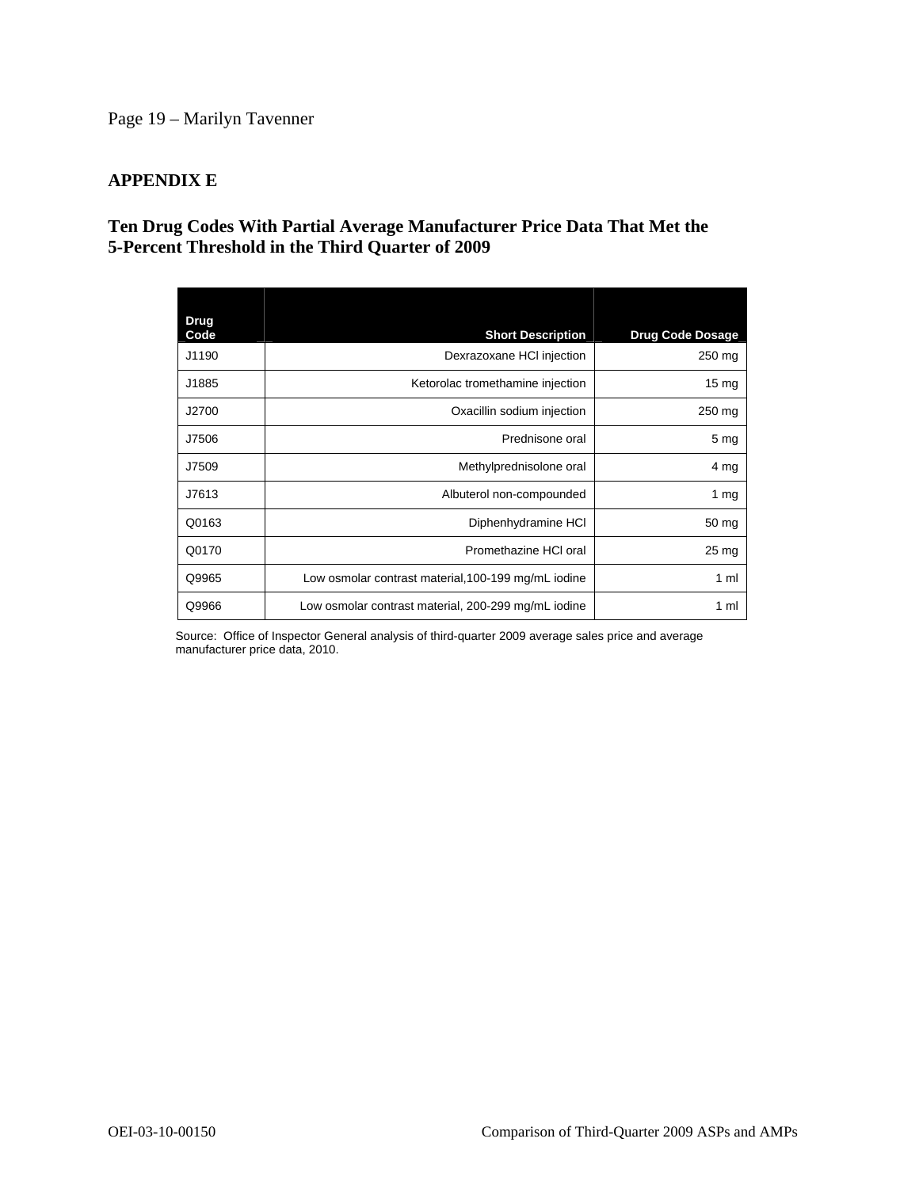## APPENDIX E

### Ten Drug Codes With Partial Average Manufacturer Price Data That Met the 5-Percent Threshold in the Third Quarter of 2009

| Drug Code | Short Description | Drug Code Dosage |
|---|---|---|
| J1190 | Dexrazoxane HCl injection | 250 mg |
| J1885 | Ketorolac tromethamine injection | 15 mg |
| J2700 | Oxacillin sodium injection | 250 mg |
| J7506 | Prednisone oral | 5 mg |
| J7509 | Methylprednisolone oral | 4 mg |
| J7613 | Albuterol non-compounded | 1 mg |
| Q0163 | Diphenhydramine HCl | 50 mg |
| Q0170 | Promethazine HCl oral | 25 mg |
| Q9965 | Low osmolar contrast material,100-199 mg/mL iodine | 1 ml |
| Q9966 | Low osmolar contrast material, 200-299 mg/mL iodine | 1 ml |

Source: Office of Inspector General analysis of third-quarter 2009 average sales price and average manufacturer price data, 2010.